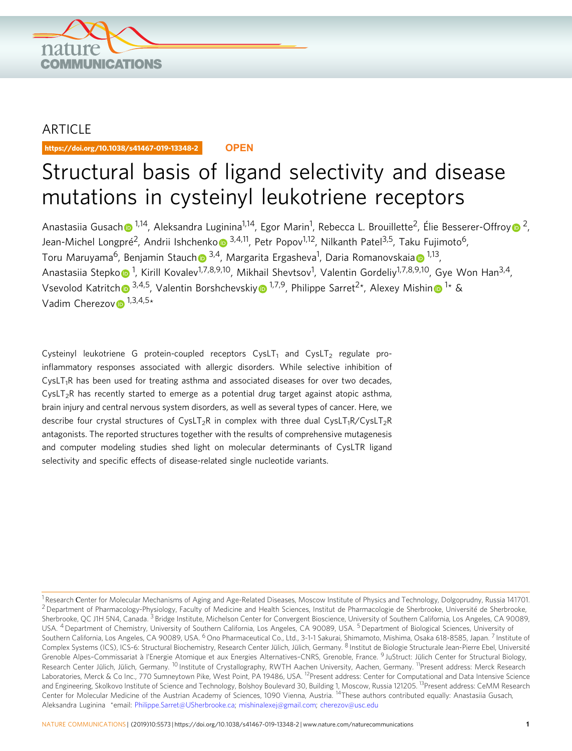ARTICLE

https://doi.org/10.1038/s41467-019-13348-2 **OPEN**

# Structural basis of ligand selectivity and disease mutations in cysteinyl leukotriene receptors

Anastasiia Gusach[1,14], Aleksandra Luginina[1,14], Egor Marin[1], Rebecca L. Brouillette[2], Élie Besserer-Offroy[2], Jean-Michel Longpré[2], Andrii Ishchenko[3,4,11], Petr Popov[1,12], Nilkanth Patel[3,5], Taku Fujimoto[6], Toru Maruyama[6], Benjamin Stauch[3,4], Margarita Ergasheva[1], Daria Romanovskaia[1,13], Anastasiia Stepko[1], Kirill Kovalev[1,7,8,9,10], Mikhail Shevtsov[1], Valentin Gordeliy[1,7,8,9,10], Gye Won Han[3,4], Vsevolod Katritch[3,4,5], Valentin Borshchevskiy[1,7,9], Philippe Sarret[2]*, Alexey Mishin[1]* & Vadim Cherezov[1,3,4,5]*

Cysteinyl leukotriene G protein-coupled receptors $CysLT_1$ and $CysLT_2$ regulate pro-inflammatory responses associated with allergic disorders. While selective inhibition of $CysLT_1R$ has been used for treating asthma and associated diseases for over two decades, $CysLT_2R$ has recently started to emerge as a potential drug target against atopic asthma, brain injury and central nervous system disorders, as well as several types of cancer. Here, we describe four crystal structures of $CysLT_2R$ in complex with three dual $CysLT_1R/CysLT_2R$ antagonists. The reported structures together with the results of comprehensive mutagenesis and computer modeling studies shed light on molecular determinants of CysLTR ligand selectivity and specific effects of disease-related single nucleotide variants.

[1] Research Center for Molecular Mechanisms of Aging and Age-Related Diseases, Moscow Institute of Physics and Technology, Dolgoprudny, Russia 141701. [2] Department of Pharmacology-Physiology, Faculty of Medicine and Health Sciences, Institut de Pharmacologie de Sherbrooke, Université de Sherbrooke, Sherbrooke, QC J1H 5N4, Canada. [3] Bridge Institute, Michelson Center for Convergent Bioscience, University of Southern California, Los Angeles, CA 90089, USA. [4] Department of Chemistry, University of Southern California, Los Angeles, CA 90089, USA. [5] Department of Biological Sciences, University of Southern California, Los Angeles, CA 90089, USA. [6] Ono Pharmaceutical Co., Ltd., 3-1-1 Sakurai, Shimamoto, Mishima, Osaka 618-8585, Japan. [7] Institute of Complex Systems (ICS), ICS-6: Structural Biochemistry, Research Center Jülich, Jülich, Germany. [8] Institut de Biologie Structurale Jean-Pierre Ebel, Université Grenoble Alpes–Commissariat à l'Energie Atomique et aux Energies Alternatives–CNRS, Grenoble, France. [9] JuStruct: Jülich Center for Structural Biology, Research Center Jülich, Jülich, Germany. [10] Institute of Crystallography, RWTH Aachen University, Aachen, Germany. [11] Present address: Merck Research Laboratories, Merck & Co Inc., 770 Sumneytown Pike, West Point, PA 19486, USA. [12] Present address: Center for Computational and Data Intensive Science and Engineering, Skolkovo Institute of Science and Technology, Bolshoy Boulevard 30, Building 1, Moscow, Russia 121205. [13] Present address: CeMM Research Center for Molecular Medicine of the Austrian Academy of Sciences, 1090 Vienna, Austria. [14] These authors contributed equally: Anastasiia Gusach, Aleksandra Luginina *email: Philippe.Sarret@USherbrooke.ca; mishinalexej@gmail.com; cherezov@usc.edu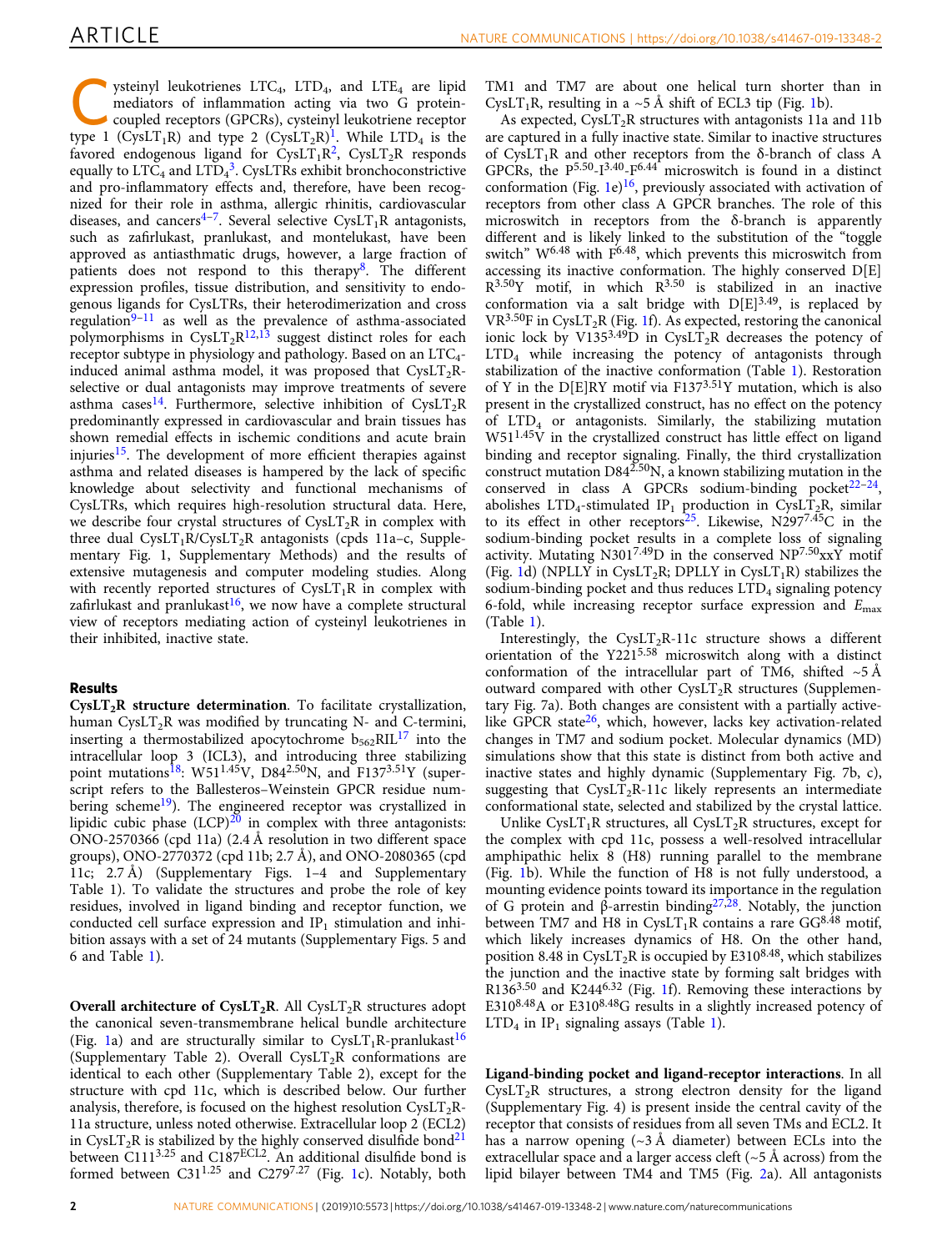Cysteinyl leukotrienes $LTC_4$, $LTD_4$, and $LTE_4$ are lipid mediators of inflammation acting via two G protein-coupled receptors (GPCRs), cysteinyl leukotriene receptor type 1 ($CysLT_1R$) and type 2 ($CysLT_2R$)[1]. While $LTD_4$ is the favored endogenous ligand for $CysLT_1R$[2], $CysLT_2R$ responds equally to $LTC_4$ and $LTD_4$[3]. CysLTRs exhibit bronchoconstrictive and pro-inflammatory effects and, therefore, have been recognized for their role in asthma, allergic rhinitis, cardiovascular diseases, and cancers[4–7]. Several selective $CysLT_1R$ antagonists, such as zafirlukast, pranlukast, and montelukast, have been approved as antiasthmatic drugs, however, a large fraction of patients does not respond to this therapy[8]. The different expression profiles, tissue distribution, and sensitivity to endogenous ligands for CysLTRs, their heterodimerization and cross regulation[9–11] as well as the prevalence of asthma-associated polymorphisms in $CysLT_2R$[12,13] suggest distinct roles for each receptor subtype in physiology and pathology. Based on an $LTC_4$-induced animal asthma model, it was proposed that $CysLT_2R$-selective or dual antagonists may improve treatments of severe asthma cases[14]. Furthermore, selective inhibition of $CysLT_2R$ predominantly expressed in cardiovascular and brain tissues has shown remedial effects in ischemic conditions and acute brain injuries[15]. The development of more efficient therapies against asthma and related diseases is hampered by the lack of specific knowledge about selectivity and functional mechanisms of CysLTRs, which requires high-resolution structural data. Here, we describe four crystal structures of $CysLT_2R$ in complex with three dual $CysLT_1R$/$CysLT_2R$ antagonists (cpds 11a–c, Supplementary Fig. 1, Supplementary Methods) and the results of extensive mutagenesis and computer modeling studies. Along with recently reported structures of $CysLT_1R$ in complex with zafirlukast and pranlukast[16], we now have a complete structural view of receptors mediating action of cysteinyl leukotrienes in their inhibited, inactive state.

## Results

**$CysLT_2R$ structure determination**. To facilitate crystallization, human $CysLT_2R$ was modified by truncating N- and C-termini, inserting a thermostabilized apocytochrome $b_{562}$RIL[17] into the intracellular loop 3 (ICL3), and introducing three stabilizing point mutations[18]: W51$^{1.45}$V, D84$^{2.50}$N, and F137$^{3.51}$Y (superscript refers to the Ballesteros–Weinstein GPCR residue numbering scheme[19]). The engineered receptor was crystallized in lipidic cubic phase (LCP)[20] in complex with three antagonists: ONO-2570366 (cpd 11a) (2.4 Å resolution in two different space groups), ONO-2770372 (cpd 11b; 2.7 Å), and ONO-2080365 (cpd 11c; 2.7 Å) (Supplementary Figs. 1–4 and Supplementary Table 1). To validate the structures and probe the role of key residues, involved in ligand binding and receptor function, we conducted cell surface expression and $IP_1$ stimulation and inhibition assays with a set of 24 mutants (Supplementary Figs. 5 and 6 and Table 1).

**Overall architecture of $CysLT_2R$**. All $CysLT_2R$ structures adopt the canonical seven-transmembrane helical bundle architecture (Fig. 1a) and are structurally similar to $CysLT_1R$-pranlukast[16] (Supplementary Table 2). Overall $CysLT_2R$ conformations are identical to each other (Supplementary Table 2), except for the structure with cpd 11c, which is described below. Our further analysis, therefore, is focused on the highest resolution $CysLT_2R$-11a structure, unless noted otherwise. Extracellular loop 2 (ECL2) in $CysLT_2R$ is stabilized by the highly conserved disulfide bond[21] between C111$^{3.25}$ and C187$^{ECL2}$. An additional disulfide bond is formed between C31$^{1.25}$ and C279$^{7.27}$ (Fig. 1c). Notably, both TM1 and TM7 are about one helical turn shorter than in $CysLT_1R$, resulting in a ~5 Å shift of ECL3 tip (Fig. 1b).

As expected, $CysLT_2R$ structures with antagonists 11a and 11b are captured in a fully inactive state. Similar to inactive structures of $CysLT_1R$ and other receptors from the δ-branch of class A GPCRs, the P$^{5.50}$-I$^{3.40}$-F$^{6.44}$ microswitch is found in a distinct conformation (Fig. 1e)[16], previously associated with activation of receptors from other class A GPCR branches. The role of this microswitch in receptors from the δ-branch is apparently different and is likely linked to the substitution of the "toggle switch" W$^{6.48}$ with F$^{6.48}$, which prevents this microswitch from accessing its inactive conformation. The highly conserved D[E]R$^{3.50}$Y motif, in which R$^{3.50}$ is stabilized in an inactive conformation via a salt bridge with D[E]$^{3.49}$, is replaced by VR$^{3.50}$F in $CysLT_2R$ (Fig. 1f). As expected, restoring the canonical ionic lock by V135$^{3.49}$D in $CysLT_2R$ decreases the potency of $LTD_4$ while increasing the potency of antagonists through stabilization of the inactive conformation (Table 1). Restoration of Y in the D[E]RY motif via F137$^{3.51}$Y mutation, which is also present in the crystallized construct, has no effect on the potency of $LTD_4$ or antagonists. Similarly, the stabilizing mutation W51$^{1.45}$V in the crystallized construct has little effect on ligand binding and receptor signaling. Finally, the third crystallization construct mutation D84$^{2.50}$N, a known stabilizing mutation in the conserved in class A GPCRs sodium-binding pocket[22–24], abolishes $LTD_4$-stimulated $IP_1$ production in $CysLT_2R$, similar to its effect in other receptors[25]. Likewise, N297$^{7.45}$C in the sodium-binding pocket results in a complete loss of signaling activity. Mutating N301$^{7.49}$D in the conserved NP$^{7.50}$xxY motif (Fig. 1d) (NPLLY in $CysLT_2R$; DPLLY in $CysLT_1R$) stabilizes the sodium-binding pocket and thus reduces $LTD_4$ signaling potency 6-fold, while increasing receptor surface expression and $E_{max}$ (Table 1).

Interestingly, the $CysLT_2R$-11c structure shows a different orientation of the Y221$^{5.58}$ microswitch along with a distinct conformation of the intracellular part of TM6, shifted ~5 Å outward compared with other $CysLT_2R$ structures (Supplementary Fig. 7a). Both changes are consistent with a partially active-like GPCR state[26], which, however, lacks key activation-related changes in TM7 and sodium pocket. Molecular dynamics (MD) simulations show that this state is distinct from both active and inactive states and highly dynamic (Supplementary Fig. 7b, c), suggesting that $CysLT_2R$-11c likely represents an intermediate conformational state, selected and stabilized by the crystal lattice.

Unlike $CysLT_1R$ structures, all $CysLT_2R$ structures, except for the complex with cpd 11c, possess a well-resolved intracellular amphipathic helix 8 (H8) running parallel to the membrane (Fig. 1b). While the function of H8 is not fully understood, a mounting evidence points toward its importance in the regulation of G protein and β-arrestin binding[27,28]. Notably, the junction between TM7 and H8 in $CysLT_1R$ contains a rare GG$^{8.48}$ motif, which likely increases dynamics of H8. On the other hand, position 8.48 in $CysLT_2R$ is occupied by E310$^{8.48}$, which stabilizes the junction and the inactive state by forming salt bridges with R136$^{3.50}$ and K244$^{6.32}$ (Fig. 1f). Removing these interactions by E310$^{8.48}$A or E310$^{8.48}$G results in a slightly increased potency of $LTD_4$ in $IP_1$ signaling assays (Table 1).

**Ligand-binding pocket and ligand-receptor interactions**. In all $CysLT_2R$ structures, a strong electron density for the ligand (Supplementary Fig. 4) is present inside the central cavity of the receptor that consists of residues from all seven TMs and ECL2. It has a narrow opening (~3 Å diameter) between ECLs into the extracellular space and a larger access cleft (~5 Å across) from the lipid bilayer between TM4 and TM5 (Fig. 2a). All antagonists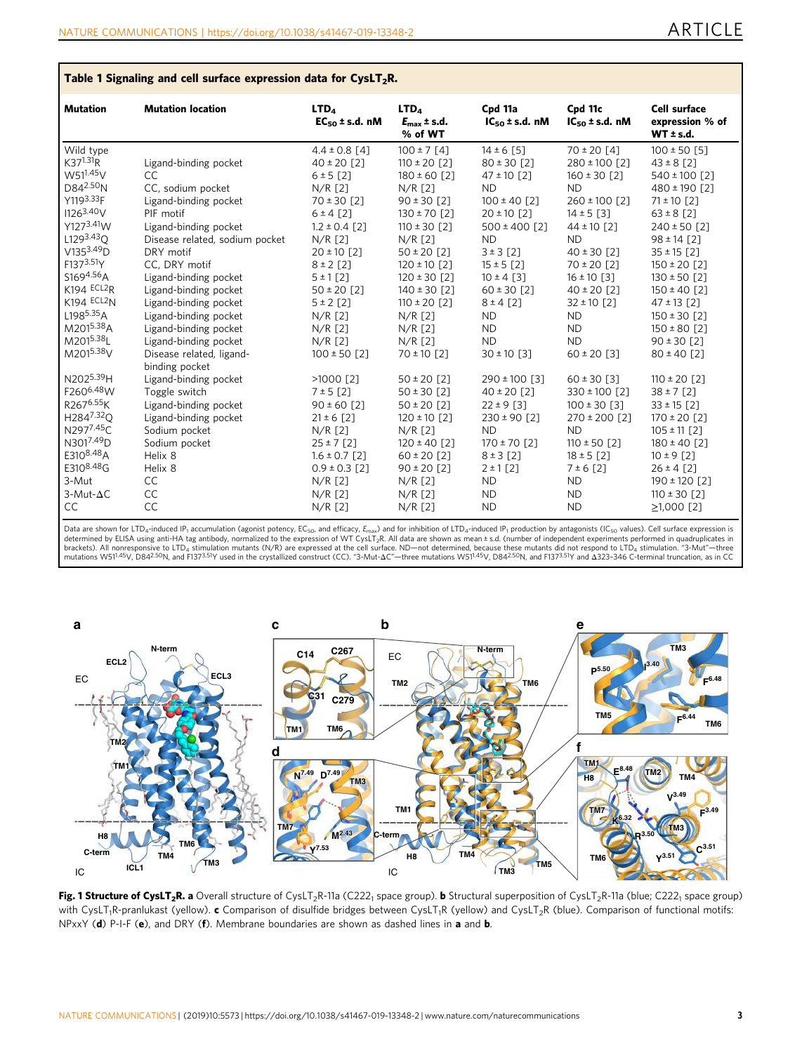**Table 1 Signaling and cell surface expression data for $CysLT_2R$.**

| Mutation | Mutation location | $LTD_4$ $EC_{50}$ ± s.d. nM | $LTD_4$ $E_{max}$ ± s.d. % of WT | Cpd 11a $IC_{50}$ ± s.d. nM | Cpd 11c $IC_{50}$ ± s.d. nM | Cell surface expression % of WT ± s.d. |
|---|---|---|---|---|---|---|
| Wild type | | 4.4 ± 0.8 [4] | 100 ± 7 [4] | 14 ± 6 [5] | 70 ± 20 [4] | 100 ± 50 [5] |
| $K37^{1.31}R$ | Ligand-binding pocket | 40 ± 20 [2] | 110 ± 20 [2] | 80 ± 30 [2] | 280 ± 100 [2] | 43 ± 8 [2] |
| $W51^{1.45}V$ | CC | 6 ± 5 [2] | 180 ± 60 [2] | 47 ± 10 [2] | 160 ± 30 [2] | 540 ± 100 [2] |
| $D84^{2.50}N$ | CC, sodium pocket | N/R [2] | N/R [2] | ND | ND | 480 ± 190 [2] |
| $Y119^{3.33}F$ | Ligand-binding pocket | 70 ± 30 [2] | 90 ± 30 [2] | 100 ± 40 [2] | 260 ± 100 [2] | 71 ± 10 [2] |
| $I126^{3.40}V$ | PIF motif | 6 ± 4 [2] | 130 ± 70 [2] | 20 ± 10 [2] | 14 ± 5 [3] | 63 ± 8 [2] |
| $Y127^{3.41}W$ | Ligand-binding pocket | 1.2 ± 0.4 [2] | 110 ± 30 [2] | 500 ± 400 [2] | 44 ± 10 [2] | 240 ± 50 [2] |
| $L129^{3.43}Q$ | Disease related, sodium pocket | N/R [2] | N/R [2] | ND | ND | 98 ± 14 [2] |
| $V135^{3.49}D$ | DRY motif | 20 ± 10 [2] | 50 ± 20 [2] | 3 ± 3 [2] | 40 ± 30 [2] | 35 ± 15 [2] |
| $F137^{3.51}Y$ | CC, DRY motif | 8 ± 2 [2] | 120 ± 10 [2] | 15 ± 5 [2] | 70 ± 20 [2] | 150 ± 20 [2] |
| $S169^{4.56}A$ | Ligand-binding pocket | 5 ± 1 [2] | 120 ± 30 [2] | 10 ± 4 [3] | 16 ± 10 [3] | 130 ± 50 [2] |
| $K194^{ECL2}R$ | Ligand-binding pocket | 50 ± 20 [2] | 140 ± 30 [2] | 60 ± 30 [2] | 40 ± 20 [2] | 150 ± 40 [2] |
| $K194^{ECL2}N$ | Ligand-binding pocket | 5 ± 2 [2] | 110 ± 20 [2] | 8 ± 4 [2] | 32 ± 10 [2] | 47 ± 13 [2] |
| $L198^{5.35}A$ | Ligand-binding pocket | N/R [2] | N/R [2] | ND | ND | 150 ± 30 [2] |
| $M201^{5.38}A$ | Ligand-binding pocket | N/R [2] | N/R [2] | ND | ND | 150 ± 80 [2] |
| $M201^{5.38}L$ | Ligand-binding pocket | N/R [2] | N/R [2] | ND | ND | 90 ± 30 [2] |
| $M201^{5.38}V$ | Disease related, ligand-binding pocket | 100 ± 50 [2] | 70 ± 10 [2] | 30 ± 10 [3] | 60 ± 20 [3] | 80 ± 40 [2] |
| $N202^{5.39}H$ | Ligand-binding pocket | >1000 [2] | 50 ± 20 [2] | 290 ± 100 [3] | 60 ± 30 [3] | 110 ± 20 [2] |
| $F260^{6.48}W$ | Toggle switch | 7 ± 5 [2] | 50 ± 30 [2] | 40 ± 20 [2] | 330 ± 100 [2] | 38 ± 7 [2] |
| $R267^{6.55}K$ | Ligand-binding pocket | 90 ± 60 [2] | 50 ± 20 [2] | 22 ± 9 [3] | 100 ± 30 [3] | 33 ± 15 [2] |
| $H284^{7.32}Q$ | Ligand-binding pocket | 21 ± 6 [2] | 120 ± 10 [2] | 230 ± 90 [2] | 270 ± 200 [2] | 170 ± 20 [2] |
| $N297^{7.45}C$ | Sodium pocket | N/R [2] | N/R [2] | ND | ND | 105 ± 11 [2] |
| $N301^{7.49}D$ | Sodium pocket | 25 ± 7 [2] | 120 ± 40 [2] | 170 ± 70 [2] | 110 ± 50 [2] | 180 ± 40 [2] |
| $E310^{8.48}A$ | Helix 8 | 1.6 ± 0.7 [2] | 60 ± 20 [2] | 8 ± 3 [2] | 18 ± 5 [2] | 10 ± 9 [2] |
| $E310^{8.48}G$ | Helix 8 | 0.9 ± 0.3 [2] | 90 ± 20 [2] | 2 ± 1 [2] | 7 ± 6 [2] | 26 ± 4 [2] |
| 3-Mut | CC | N/R [2] | N/R [2] | ND | ND | 190 ± 120 [2] |
| 3-Mut-ΔC | CC | N/R [2] | N/R [2] | ND | ND | 110 ± 30 [2] |
| CC | CC | N/R [2] | N/R [2] | ND | ND | ≥1,000 [2] |

Data are shown for $LTD_4$-induced $IP_1$ accumulation (agonist potency, $EC_{50}$, and efficacy, $E_{max}$) and for inhibition of $LTD_4$-induced $IP_1$ production by antagonists ($IC_{50}$ values). Cell surface expression is determined by ELISA using anti-HA tag antibody, normalized to the expression of WT $CysLT_2R$. All data are shown as mean ± s.d. (number of independent experiments performed in quadruplicates in brackets). All nonresponsive to $LTD_4$ stimulation mutants (N/R) are expressed at the cell surface. ND—not determined, because these mutants did not respond to $LTD_4$ stimulation. "3-Mut"—three mutations $W51^{1.45}V$, $D84^{2.50}N$, and $F137^{3.51}Y$ used in the crystallized construct (CC). "3-Mut-ΔC"—three mutations $W51^{1.45}V$, $D84^{2.50}N$, and $F137^{3.51}Y$ and Δ323–346 C-terminal truncation, as in CC

**Fig. 1 Structure of $CysLT_2R$.** **a** Overall structure of $CysLT_2R$-11a ($C222_1$ space group). **b** Structural superposition of $CysLT_2R$-11a (blue; $C222_1$ space group) with $CysLT_1R$-pranlukast (yellow). **c** Comparison of disulfide bridges between $CysLT_1R$ (yellow) and $CysLT_2R$ (blue). Comparison of functional motifs: NPxxY (**d**) P-I-F (**e**), and DRY (**f**). Membrane boundaries are shown as dashed lines in **a** and **b**.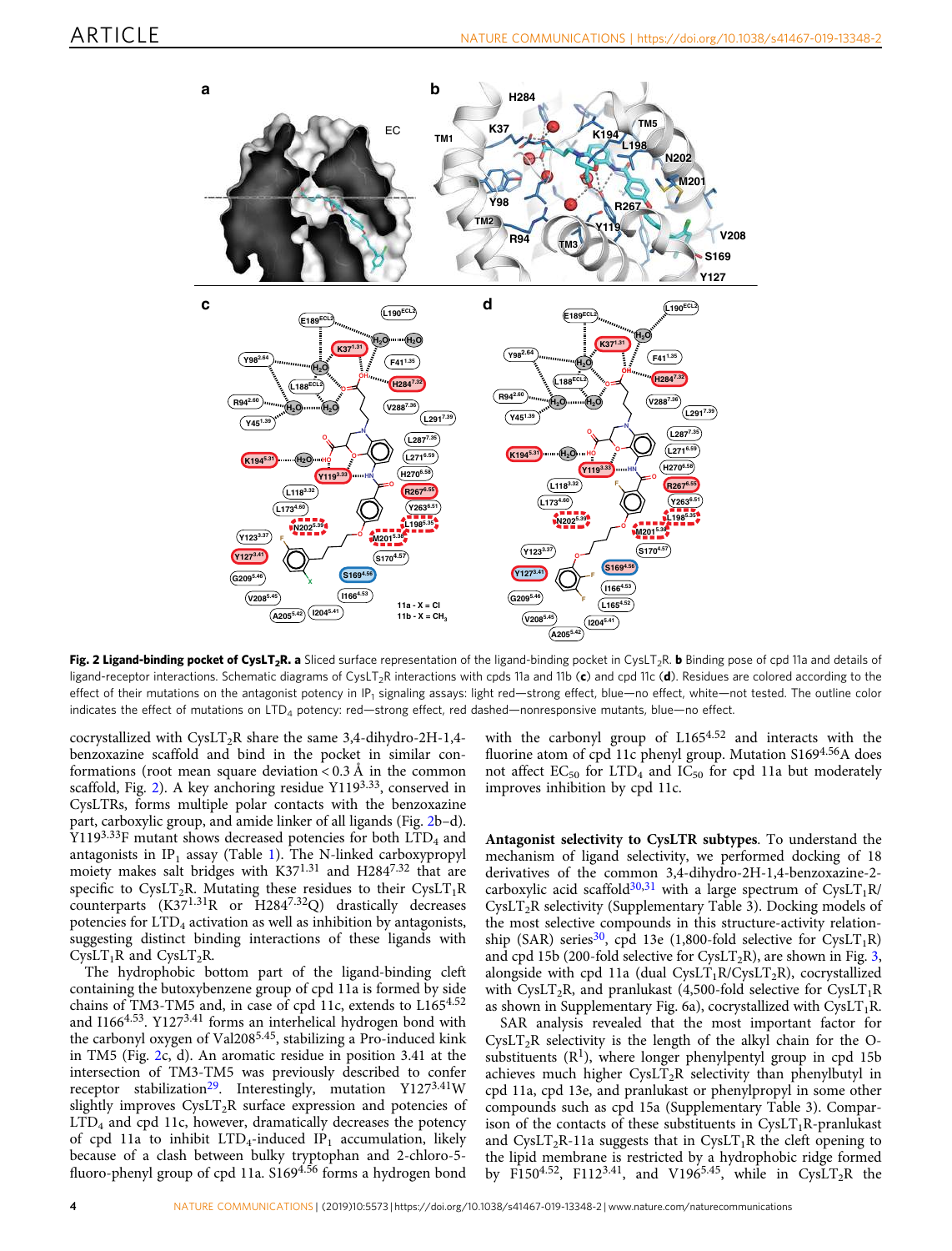**Fig. 2 Ligand-binding pocket of $CysLT_2R$. a** Sliced surface representation of the ligand-binding pocket in $CysLT_2R$. **b** Binding pose of cpd 11a and details of ligand-receptor interactions. Schematic diagrams of $CysLT_2R$ interactions with cpds 11a and 11b (**c**) and cpd 11c (**d**). Residues are colored according to the effect of their mutations on the antagonist potency in $IP_1$ signaling assays: light red—strong effect, blue—no effect, white—not tested. The outline color indicates the effect of mutations on $LTD_4$ potency: red—strong effect, red dashed—nonresponsive mutants, blue—no effect.

cocrystallized with $CysLT_2R$ share the same 3,4-dihydro-2H-1,4-benzoxazine scaffold and bind in the pocket in similar conformations (root mean square deviation < 0.3 Å in the common scaffold, Fig. 2). A key anchoring residue $Y119^{3.33}$, conserved in CysLTRs, forms multiple polar contacts with the benzoxazine part, carboxylic group, and amide linker of all ligands (Fig. 2b–d). $Y119^{3.33}F$ mutant shows decreased potencies for both $LTD_4$ and antagonists in $IP_1$ assay (Table 1). The N-linked carboxypropyl moiety makes salt bridges with $K37^{1.31}$ and $H284^{7.32}$ that are specific to $CysLT_2R$. Mutating these residues to their $CysLT_1R$ counterparts ($K37^{1.31}R$ or $H284^{7.32}Q$) drastically decreases potencies for $LTD_4$ activation as well as inhibition by antagonists, suggesting distinct binding interactions of these ligands with $CysLT_1R$ and $CysLT_2R$.

The hydrophobic bottom part of the ligand-binding cleft containing the butoxybenzene group of cpd 11a is formed by side chains of TM3-TM5 and, in case of cpd 11c, extends to $L165^{4.52}$ and $I166^{4.53}$. $Y127^{3.41}$ forms an interhelical hydrogen bond with the carbonyl oxygen of $Val208^{5.45}$, stabilizing a Pro-induced kink in TM5 (Fig. 2c, d). An aromatic residue in position 3.41 at the intersection of TM3-TM5 was previously described to confer receptor stabilization[29]. Interestingly, mutation $Y127^{3.41}W$ slightly improves $CysLT_2R$ surface expression and potencies of $LTD_4$ and cpd 11c, however, dramatically decreases the potency of cpd 11a to inhibit $LTD_4$-induced $IP_1$ accumulation, likely because of a clash between bulky tryptophan and 2-chloro-5-fluoro-phenyl group of cpd 11a. $S169^{4.56}$ forms a hydrogen bond with the carbonyl group of $L165^{4.52}$ and interacts with the fluorine atom of cpd 11c phenyl group. Mutation $S169^{4.56}A$ does not affect $EC_{50}$ for $LTD_4$ and $IC_{50}$ for cpd 11a but moderately improves inhibition by cpd 11c.

**Antagonist selectivity to CysLTR subtypes**. To understand the mechanism of ligand selectivity, we performed docking of 18 derivatives of the common 3,4-dihydro-2H-1,4-benzoxazine-2-carboxylic acid scaffold[30,31] with a large spectrum of $CysLT_1R$/$CysLT_2R$ selectivity (Supplementary Table 3). Docking models of the most selective compounds in this structure-activity relationship (SAR) series[30], cpd 13e (1,800-fold selective for $CysLT_1R$) and cpd 15b (200-fold selective for $CysLT_2R$), are shown in Fig. 3, alongside with cpd 11a (dual $CysLT_1R$/$CysLT_2R$), cocrystallized with $CysLT_2R$, and pranlukast (4,500-fold selective for $CysLT_1R$ as shown in Supplementary Fig. 6a), cocrystallized with $CysLT_1R$.

SAR analysis revealed that the most important factor for $CysLT_2R$ selectivity is the length of the alkyl chain for the O-substituents ($R^1$), where longer phenylpentyl group in cpd 15b achieves much higher $CysLT_2R$ selectivity than phenylbutyl in cpd 11a, cpd 13e, and pranlukast or phenylpropyl in some other compounds such as cpd 15a (Supplementary Table 3). Comparison of the contacts of these substituents in $CysLT_1R$-pranlukast and $CysLT_2R$-11a suggests that in $CysLT_1R$ the cleft opening to the lipid membrane is restricted by a hydrophobic ridge formed by $F150^{4.52}$, $F112^{3.41}$, and $V196^{5.45}$, while in $CysLT_2R$ the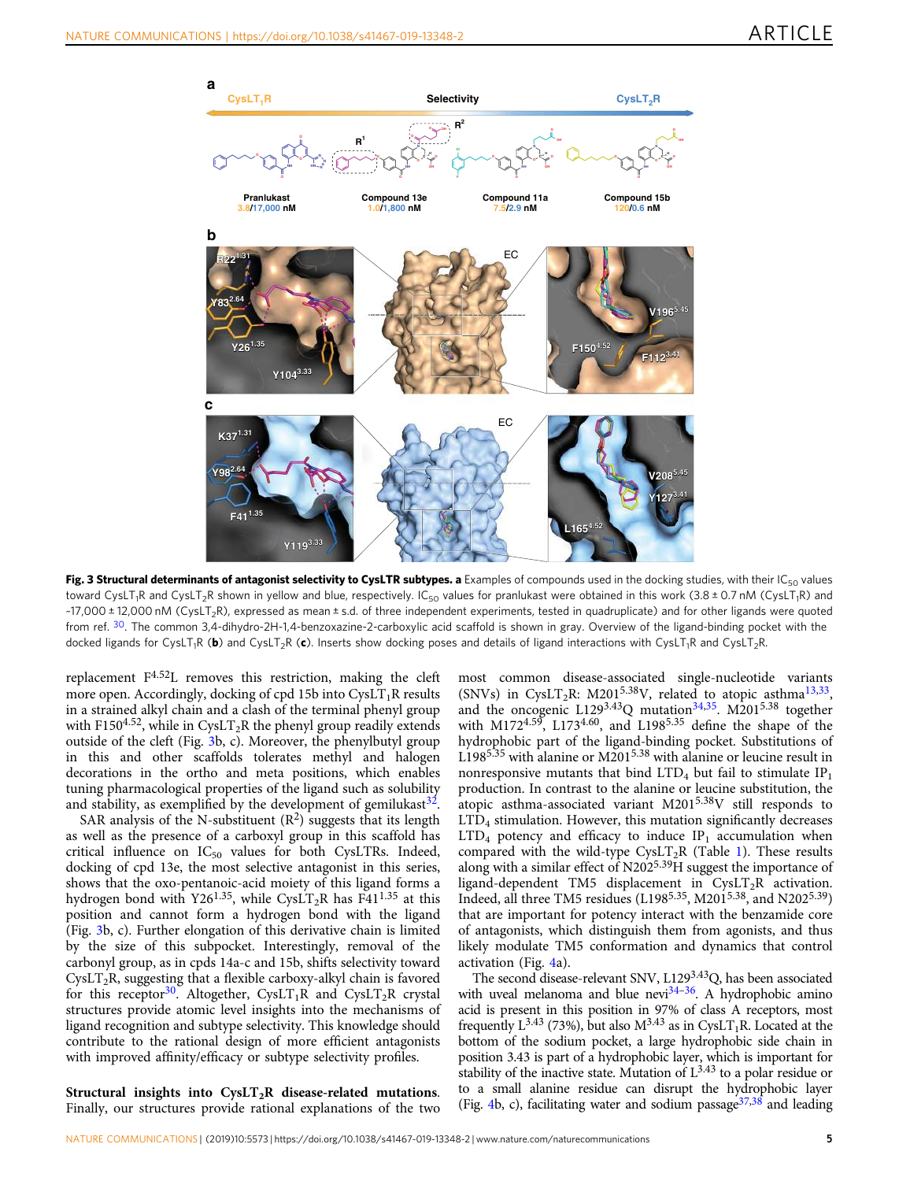**Fig. 3 Structural determinants of antagonist selectivity to CysLTR subtypes. a** Examples of compounds used in the docking studies, with their $IC_{50}$ values toward $CysLT_1R$ and $CysLT_2R$ shown in yellow and blue, respectively. $IC_{50}$ values for pranlukast were obtained in this work (3.8 ± 0.7 nM ($CysLT_1R$) and ~17,000 ± 12,000 nM ($CysLT_2R$), expressed as mean ± s.d. of three independent experiments, tested in quadruplicate) and for other ligands were quoted from ref. [30]. The common 3,4-dihydro-2H-1,4-benzoxazine-2-carboxylic acid scaffold is shown in gray. Overview of the ligand-binding pocket with the docked ligands for $CysLT_1R$ (**b**) and $CysLT_2R$ (**c**). Inserts show docking poses and details of ligand interactions with $CysLT_1R$ and $CysLT_2R$.

replacement $F^{4.52}L$ removes this restriction, making the cleft more open. Accordingly, docking of cpd 15b into $CysLT_1R$ results in a strained alkyl chain and a clash of the terminal phenyl group with $F150^{4.52}$, while in $CysLT_2R$ the phenyl group readily extends outside of the cleft (Fig. 3b, c). Moreover, the phenylbutyl group in this and other scaffolds tolerates methyl and halogen decorations in the ortho and meta positions, which enables tuning pharmacological properties of the ligand such as solubility and stability, as exemplified by the development of gemilukast[32].

SAR analysis of the N-substituent ($R^2$) suggests that its length as well as the presence of a carboxyl group in this scaffold has critical influence on $IC_{50}$ values for both CysLTRs. Indeed, docking of cpd 13e, the most selective antagonist in this series, shows that the oxo-pentanoic-acid moiety of this ligand forms a hydrogen bond with $Y26^{1.35}$, while $CysLT_2R$ has $F41^{1.35}$ at this position and cannot form a hydrogen bond with the ligand (Fig. 3b, c). Further elongation of this derivative chain is limited by the size of this subpocket. Interestingly, removal of the carbonyl group, as in cpds 14a-c and 15b, shifts selectivity toward $CysLT_2R$, suggesting that a flexible carboxy-alkyl chain is favored for this receptor[30]. Altogether, $CysLT_1R$ and $CysLT_2R$ crystal structures provide atomic level insights into the mechanisms of ligand recognition and subtype selectivity. This knowledge should contribute to the rational design of more efficient antagonists with improved affinity/efficacy or subtype selectivity profiles.

**Structural insights into $CysLT_2R$ disease-related mutations**. Finally, our structures provide rational explanations of the two most common disease-associated single-nucleotide variants (SNVs) in $CysLT_2R$: $M201^{5.38}V$, related to atopic asthma[13,33], and the oncogenic $L129^{3.43}Q$ mutation[34,35]. $M201^{5.38}$ together with $M172^{4.59}$, $L173^{4.60}$, and $L198^{5.35}$ define the shape of the hydrophobic part of the ligand-binding pocket. Substitutions of $L198^{5.35}$ with alanine or $M201^{5.38}$ with alanine or leucine result in nonresponsive mutants that bind $LTD_4$ but fail to stimulate $IP_1$ production. In contrast to the alanine or leucine substitution, the atopic asthma-associated variant $M201^{5.38}V$ still responds to $LTD_4$ stimulation. However, this mutation significantly decreases $LTD_4$ potency and efficacy to induce $IP_1$ accumulation when compared with the wild-type $CysLT_2R$ (Table 1). These results along with a similar effect of $N202^{5.39}H$ suggest the importance of ligand-dependent TM5 displacement in $CysLT_2R$ activation. Indeed, all three TM5 residues ($L198^{5.35}$, $M201^{5.38}$, and $N202^{5.39}$) that are important for potency interact with the benzamide core of antagonists, which distinguish them from agonists, and thus likely modulate TM5 conformation and dynamics that control activation (Fig. 4a).

The second disease-relevant SNV, $L129^{3.43}Q$, has been associated with uveal melanoma and blue nevi[34–36]. A hydrophobic amino acid is present in this position in 97% of class A receptors, most frequently $L^{3.43}$ (73%), but also $M^{3.43}$ as in $CysLT_1R$. Located at the bottom of the sodium pocket, a large hydrophobic side chain in position 3.43 is part of a hydrophobic layer, which is important for stability of the inactive state. Mutation of $L^{3.43}$ to a polar residue or to a small alanine residue can disrupt the hydrophobic layer (Fig. 4b, c), facilitating water and sodium passage[37,38] and leading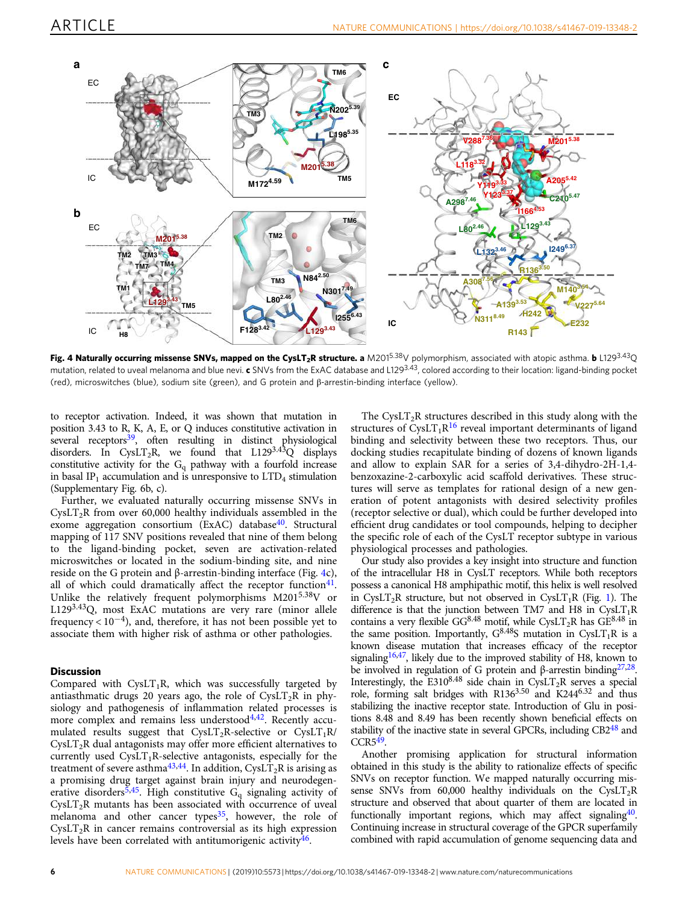**Fig. 4 Naturally occurring missense SNVs, mapped on the CysLT$_2$R structure. a** M201$^{5.38}$V polymorphism, associated with atopic asthma. **b** L129$^{3.43}$Q mutation, related to uveal melanoma and blue nevi. **c** SNVs from the ExAC database and L129$^{3.43}$, colored according to their location: ligand-binding pocket (red), microswitches (blue), sodium site (green), and G protein and β-arrestin-binding interface (yellow).

to receptor activation. Indeed, it was shown that mutation in position 3.43 to R, K, A, E, or Q induces constitutive activation in several receptors[39], often resulting in distinct physiological disorders. In CysLT$_2$R, we found that L129$^{3.43}$Q displays constitutive activity for the G$_q$ pathway with a fourfold increase in basal IP$_1$ accumulation and is unresponsive to LTD$_4$ stimulation (Supplementary Fig. 6b, c).

Further, we evaluated naturally occurring missense SNVs in CysLT$_2$R from over 60,000 healthy individuals assembled in the exome aggregation consortium (ExAC) database[40]. Structural mapping of 117 SNV positions revealed that nine of them belong to the ligand-binding pocket, seven are activation-related microswitches or located in the sodium-binding site, and nine reside on the G protein and β-arrestin-binding interface (Fig. 4c), all of which could dramatically affect the receptor function[41]. Unlike the relatively frequent polymorphisms M201$^{5.38}$V or L129$^{3.43}$Q, most ExAC mutations are very rare (minor allele frequency < $10^{-4}$), and, therefore, it has not been possible yet to associate them with higher risk of asthma or other pathologies.

## Discussion

Compared with CysLT$_1$R, which was successfully targeted by antiasthmatic drugs 20 years ago, the role of CysLT$_2$R in physiology and pathogenesis of inflammation related processes is more complex and remains less understood[4,42]. Recently accumulated results suggest that CysLT$_2$R-selective or CysLT$_1$R/CysLT$_2$R dual antagonists may offer more efficient alternatives to currently used CysLT$_1$R-selective antagonists, especially for the treatment of severe asthma[43,44]. In addition, CysLT$_2$R is arising as a promising drug target against brain injury and neurodegenerative disorders[5,45]. High constitutive G$_q$ signaling activity of CysLT$_2$R mutants has been associated with occurrence of uveal melanoma and other cancer types[35], however, the role of CysLT$_2$R in cancer remains controversial as its high expression levels have been correlated with antitumorigenic activity[46].

The CysLT$_2$R structures described in this study along with the structures of CysLT$_1$R[16] reveal important determinants of ligand binding and selectivity between these two receptors. Thus, our docking studies recapitulate binding of dozens of known ligands and allow to explain SAR for a series of 3,4-dihydro-2H-1,4-benzoxazine-2-carboxylic acid scaffold derivatives. These structures will serve as templates for rational design of a new generation of potent antagonists with desired selectivity profiles (receptor selective or dual), which could be further developed into efficient drug candidates or tool compounds, helping to decipher the specific role of each of the CysLT receptor subtype in various physiological processes and pathologies.

Our study also provides a key insight into structure and function of the intracellular H8 in CysLT receptors. While both receptors possess a canonical H8 amphipathic motif, this helix is well resolved in CysLT$_2$R structure, but not observed in CysLT$_1$R (Fig. 1). The difference is that the junction between TM7 and H8 in CysLT$_1$R contains a very flexible GG$^{8.48}$ motif, while CysLT$_2$R has GE$^{8.48}$ in the same position. Importantly, G$^{8.48}$S mutation in CysLT$_1$R is a known disease mutation that increases efficacy of the receptor signaling[16,47], likely due to the improved stability of H8, known to be involved in regulation of G protein and β-arrestin binding[27,28]. Interestingly, the E310$^{8.48}$ side chain in CysLT$_2$R serves a special role, forming salt bridges with R136$^{3.50}$ and K244$^{6.32}$ and thus stabilizing the inactive receptor state. Introduction of Glu in positions 8.48 and 8.49 has been recently shown beneficial effects on stability of the inactive state in several GPCRs, including CB2[48] and CCR5[49].

Another promising application for structural information obtained in this study is the ability to rationalize effects of specific SNVs on receptor function. We mapped naturally occurring missense SNVs from 60,000 healthy individuals on the CysLT$_2$R structure and observed that about quarter of them are located in functionally important regions, which may affect signaling[40]. Continuing increase in structural coverage of the GPCR superfamily combined with rapid accumulation of genome sequencing data and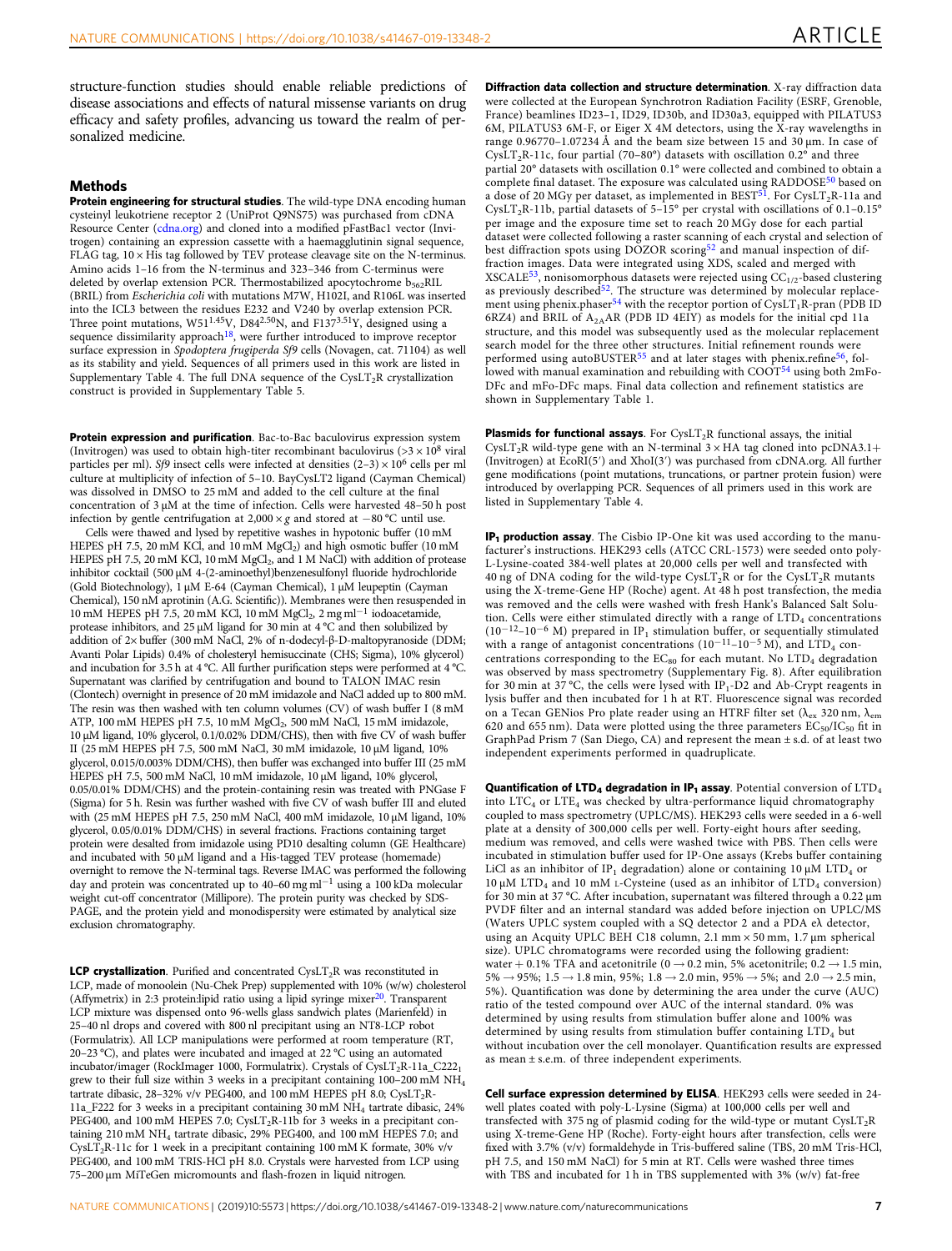structure-function studies should enable reliable predictions of disease associations and effects of natural missense variants on drug efficacy and safety profiles, advancing us toward the realm of personalized medicine.

## Methods

**Protein engineering for structural studies**. The wild-type DNA encoding human cysteinyl leukotriene receptor 2 (UniProt Q9NS75) was purchased from cDNA Resource Center (cdna.org) and cloned into a modified pFastBac1 vector (Invitrogen) containing an expression cassette with a haemagglutinin signal sequence, FLAG tag, 10 × His tag followed by TEV protease cleavage site on the N-terminus. Amino acids 1–16 from the N-terminus and 323–346 from C-terminus were deleted by overlap extension PCR. Thermostabilized apocytochrome $b_{562}$RIL (BRIL) from *Escherichia coli* with mutations M7W, H102I, and R106L was inserted into the ICL3 between the residues E232 and V240 by overlap extension PCR. Three point mutations, W51$^{1.45}$V, D84$^{2.50}$N, and F137$^{3.51}$Y, designed using a sequence dissimilarity approach[18], were further introduced to improve receptor surface expression in *Spodoptera frugiperda Sf9* cells (Novagen, cat. 71104) as well as its stability and yield. Sequences of all primers used in this work are listed in Supplementary Table 4. The full DNA sequence of the CysLT$_2$R crystallization construct is provided in Supplementary Table 5.

**Protein expression and purification**. Bac-to-Bac baculovirus expression system (Invitrogen) was used to obtain high-titer recombinant baculovirus (>3 × 10$^8$ viral particles per ml). *Sf9* insect cells were infected at densities (2–3) × 10$^6$ cells per ml culture at multiplicity of infection of 5–10. BayCysLT2 ligand (Cayman Chemical) was dissolved in DMSO to 25 mM and added to the cell culture at the final concentration of 3 µM at the time of infection. Cells were harvested 48–50 h post infection by gentle centrifugation at 2,000 × *g* and stored at −80 °C until use.

Cells were thawed and lysed by repetitive washes in hypotonic buffer (10 mM HEPES pH 7.5, 20 mM KCl, and 10 mM $MgCl_2$) and high osmotic buffer (10 mM HEPES pH 7.5, 20 mM KCl, 10 mM $MgCl_2$, and 1 M NaCl) with addition of protease inhibitor cocktail (500 µM 4-(2-aminoethyl)benzenesulfonyl fluoride hydrochloride (Gold Biotechnology), 1 µM E-64 (Cayman Chemical), 1 µM leupeptin (Cayman Chemical), 150 nM aprotinin (A.G. Scientific)). Membranes were then resuspended in 10 mM HEPES pH 7.5, 20 mM KCl, 10 mM $MgCl_2$, 2 mg ml$^{-1}$ iodoacetamide, protease inhibitors, and 25 µM ligand for 30 min at 4 °C and then solubilized by addition of 2× buffer (300 mM NaCl, 2% of n-dodecyl-β-D-maltopyranoside (DDM; Avanti Polar Lipids) 0.4% of cholesteryl hemisuccinate (CHS; Sigma), 10% glycerol) and incubation for 3.5 h at 4 °C. All further purification steps were performed at 4 °C. Supernatant was clarified by centrifugation and bound to TALON IMAC resin (Clontech) overnight in presence of 20 mM imidazole and NaCl added up to 800 mM. The resin was then washed with ten column volumes (CV) of wash buffer I (8 mM ATP, 100 mM HEPES pH 7.5, 10 mM $MgCl_2$, 500 mM NaCl, 15 mM imidazole, 10 µM ligand, 10% glycerol, 0.1/0.02% DDM/CHS), then with five CV of wash buffer II (25 mM HEPES pH 7.5, 500 mM NaCl, 30 mM imidazole, 10 µM ligand, 10% glycerol, 0.015/0.003% DDM/CHS), then buffer was exchanged into buffer III (25 mM HEPES pH 7.5, 500 mM NaCl, 10 mM imidazole, 10 µM ligand, 10% glycerol, 0.05/0.01% DDM/CHS) and the protein-containing resin was treated with PNGase F (Sigma) for 5 h. Resin was further washed with five CV of wash buffer III and eluted with (25 mM HEPES pH 7.5, 250 mM NaCl, 400 mM imidazole, 10 µM ligand, 10% glycerol, 0.05/0.01% DDM/CHS) in several fractions. Fractions containing target protein were desalted from imidazole using PD10 desalting column (GE Healthcare) and incubated with 50 µM ligand and a His-tagged TEV protease (homemade) overnight to remove the N-terminal tags. Reverse IMAC was performed the following day and protein was concentrated up to 40–60 mg ml$^{-1}$ using a 100 kDa molecular weight cut-off concentrator (Millipore). The protein purity was checked by SDS-PAGE, and the protein yield and monodispersity were estimated by analytical size exclusion chromatography.

**LCP crystallization**. Purified and concentrated CysLT$_2$R was reconstituted in LCP, made of monoolein (Nu-Chek Prep) supplemented with 10% (w/w) cholesterol (Affymetrix) in 2:3 protein:lipid ratio using a lipid syringe mixer[20]. Transparent LCP mixture was dispensed onto 96-wells glass sandwich plates (Marienfeld) in 25–40 nl drops and covered with 800 nl precipitant using an NT8-LCP robot (Formulatrix). All LCP manipulations were performed at room temperature (RT, 20–23 °C), and plates were incubated and imaged at 22 °C using an automated incubator/imager (RockImager 1000, Formulatrix). Crystals of CysLT$_2$R-11a_C222$_1$ grew to their full size within 3 weeks in a precipitant containing 100–200 mM $NH_4$ tartrate dibasic, 28–32% v/v PEG400, and 100 mM HEPES pH 8.0; CysLT$_2$R-11a_F222 for 3 weeks in a precipitant containing 30 mM $NH_4$ tartrate dibasic, 24% PEG400, and 100 mM HEPES 7.0; CysLT$_2$R-11b for 3 weeks in a precipitant containing 210 mM $NH_4$ tartrate dibasic, 29% PEG400, and 100 mM HEPES 7.0; and CysLT$_2$R-11c for 1 week in a precipitant containing 100 mM K formate, 30% v/v PEG400, and 100 mM TRIS-HCl pH 8.0. Crystals were harvested from LCP using 75–200 µm MiTeGen micromounts and flash-frozen in liquid nitrogen.

**Diffraction data collection and structure determination**. X-ray diffraction data were collected at the European Synchrotron Radiation Facility (ESRF, Grenoble, France) beamlines ID23–1, ID29, ID30b, and ID30a3, equipped with PILATUS3 6M, PILATUS3 6M-F, or Eiger X 4M detectors, using the X-ray wavelengths in range 0.96770–1.07234 Å and the beam size between 15 and 30 µm. In case of CysLT$_2$R-11c, four partial (70–80°) datasets with oscillation 0.2° and three partial 20° datasets with oscillation 0.1° were collected and combined to obtain a complete final dataset. The exposure was calculated using RADDOSE[50] based on a dose of 20 MGy per dataset, as implemented in BEST[51]. For CysLT$_2$R-11a and CysLT$_2$R-11b, partial datasets of 5–15° per crystal with oscillations of 0.1–0.15° per image and the exposure time set to reach 20 MGy dose for each partial dataset were collected following a raster scanning of each crystal and selection of best diffraction spots using DOZOR scoring[52] and manual inspection of diffraction images. Data were integrated using XDS, scaled and merged with XSCALE[53], nonisomorphous datasets were rejected using CC$_{1/2}$-based clustering as previously described[52]. The structure was determined by molecular replacement using phenix.phaser[54] with the receptor portion of CysLT$_1$R-pran (PDB ID 6RZ4) and BRIL of A$_{2A}$AR (PDB ID 4EIY) as models for the initial cpd 11a structure, and this model was subsequently used as the molecular replacement search model for the three other structures. Initial refinement rounds were performed using autoBUSTER[55] and at later stages with phenix.refine[56], followed with manual examination and rebuilding with COOT[54] using both 2mFo-DFc and mFo-DFc maps. Final data collection and refinement statistics are shown in Supplementary Table 1.

**Plasmids for functional assays**. For CysLT$_2$R functional assays, the initial CysLT$_2$R wild-type gene with an N-terminal 3 × HA tag cloned into pcDNA3.1+ (Invitrogen) at EcoRI(5′) and XhoI(3′) was purchased from cDNA.org. All further gene modifications (point mutations, truncations, or partner protein fusion) were introduced by overlapping PCR. Sequences of all primers used in this work are listed in Supplementary Table 4.

**IP$_1$ production assay**. The Cisbio IP-One kit was used according to the manufacturer's instructions. HEK293 cells (ATCC CRL-1573) were seeded onto poly-L-Lysine-coated 384-well plates at 20,000 cells per well and transfected with 40 ng of DNA coding for the wild-type CysLT$_2$R or for the CysLT$_2$R mutants using the X-treme-Gene HP (Roche) agent. At 48 h post transfection, the media was removed and the cells were washed with fresh Hank's Balanced Salt Solution. Cells were either stimulated directly with a range of LTD$_4$ concentrations ($10^{-12}$–$10^{-6}$ M) prepared in IP$_1$ stimulation buffer, or sequentially stimulated with a range of antagonist concentrations ($10^{-11}$–$10^{-5}$ M), and LTD$_4$ concentrations corresponding to the EC$_{80}$ for each mutant. No LTD$_4$ degradation was observed by mass spectrometry (Supplementary Fig. 8). After equilibration for 30 min at 37 °C, the cells were lysed with IP$_1$-D2 and Ab-Crypt reagents in lysis buffer and then incubated for 1 h at RT. Fluorescence signal was recorded on a Tecan GENios Pro plate reader using an HTRF filter set ($\lambda_{ex}$ 320 nm, $\lambda_{em}$ 620 and 655 nm). Data were plotted using the three parameters EC$_{50}$/IC$_{50}$ fit in GraphPad Prism 7 (San Diego, CA) and represent the mean ± s.d. of at least two independent experiments performed in quadruplicate.

**Quantification of LTD$_4$ degradation in IP$_1$ assay**. Potential conversion of LTD$_4$ into LTC$_4$ or LTE$_4$ was checked by ultra-performance liquid chromatography coupled to mass spectrometry (UPLC/MS). HEK293 cells were seeded in a 6-well plate at a density of 300,000 cells per well. Forty-eight hours after seeding, medium was removed, and cells were washed twice with PBS. Then cells were incubated in stimulation buffer used for IP-One assays (Krebs buffer containing LiCl as an inhibitor of IP$_1$ degradation) alone or containing 10 µM LTD$_4$ or 10 µM LTD$_4$ and 10 mM L-Cysteine (used as an inhibitor of LTD$_4$ conversion) for 30 min at 37 °C. After incubation, supernatant was filtered through a 0.22 µm PVDF filter and an internal standard was added before injection on UPLC/MS (Waters UPLC system coupled with a SQ detector 2 and a PDA eλ detector, using an Acquity UPLC BEH C18 column, 2.1 mm × 50 mm, 1.7 µm spherical size). UPLC chromatograms were recorded using the following gradient: water + 0.1% TFA and acetonitrile (0 → 0.2 min, 5% acetonitrile; 0.2 → 1.5 min, 5% → 95%; 1.5 → 1.8 min, 95%; 1.8 → 2.0 min, 95% → 5%; and 2.0 → 2.5 min, 5%). Quantification was done by determining the area under the curve (AUC) ratio of the tested compound over AUC of the internal standard. 0% was determined by using results from stimulation buffer alone and 100% was determined by using results from stimulation buffer containing LTD$_4$ but without incubation over the cell monolayer. Quantification results are expressed as mean ± s.e.m. of three independent experiments.

**Cell surface expression determined by ELISA**. HEK293 cells were seeded in 24-well plates coated with poly-L-Lysine (Sigma) at 100,000 cells per well and transfected with 375 ng of plasmid coding for the wild-type or mutant CysLT$_2$R using X-treme-Gene HP (Roche). Forty-eight hours after transfection, cells were fixed with 3.7% (v/v) formaldehyde in Tris-buffered saline (TBS, 20 mM Tris-HCl, pH 7.5, and 150 mM NaCl) for 5 min at RT. Cells were washed three times with TBS and incubated for 1 h in TBS supplemented with 3% (w/v) fat-free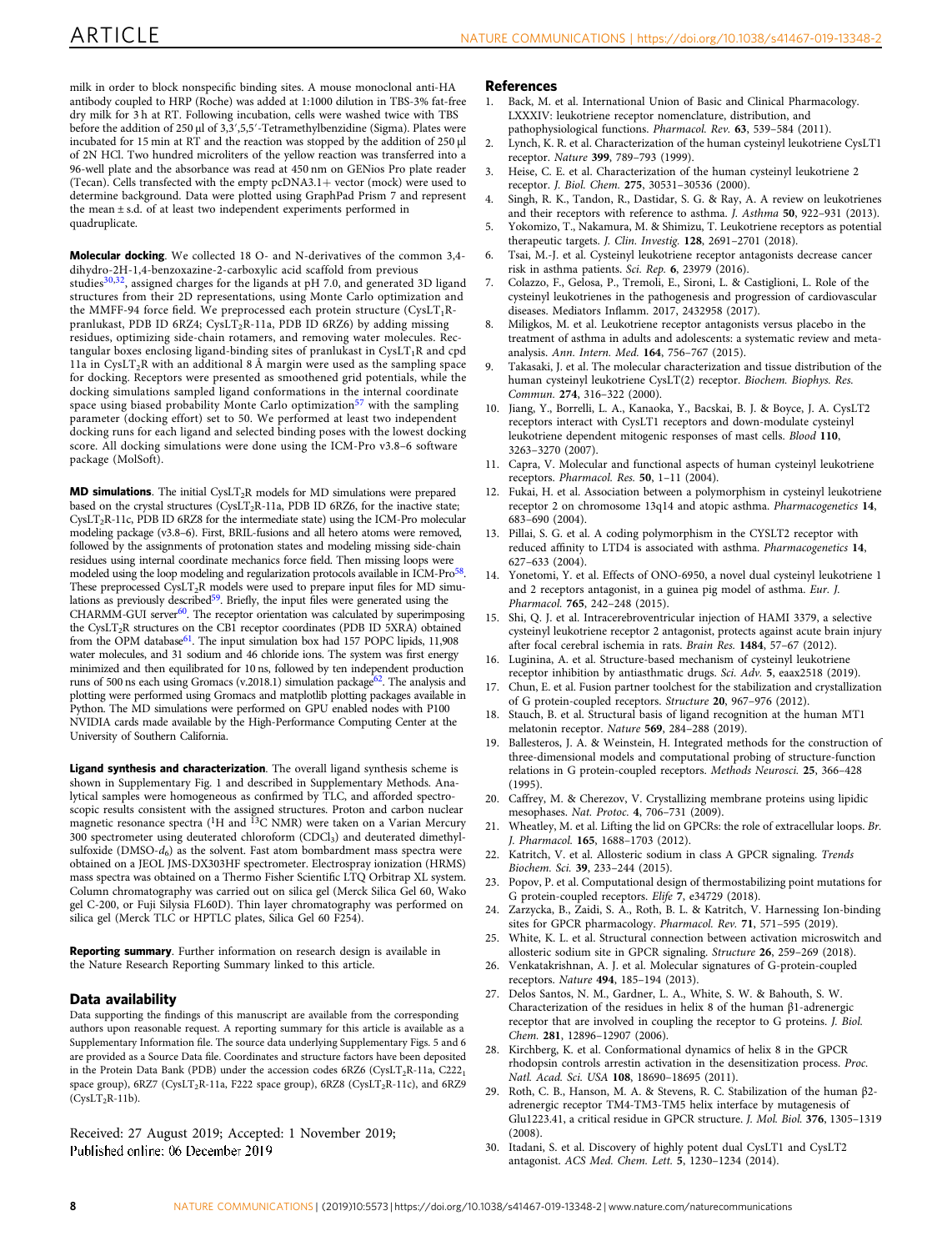milk in order to block nonspecific binding sites. A mouse monoclonal anti-HA antibody coupled to HRP (Roche) was added at 1:1000 dilution in TBS-3% fat-free dry milk for 3 h at RT. Following incubation, cells were washed twice with TBS before the addition of 250 μl of 3,3′,5,5′-Tetramethylbenzidine (Sigma). Plates were incubated for 15 min at RT and the reaction was stopped by the addition of 250 μl of 2N HCl. Two hundred microliters of the yellow reaction was transferred into a 96-well plate and the absorbance was read at 450 nm on GENios Pro plate reader (Tecan). Cells transfected with the empty pcDNA3.1+ vector (mock) were used to determine background. Data were plotted using GraphPad Prism 7 and represent the mean ± s.d. of at least two independent experiments performed in quadruplicate.

**Molecular docking**. We collected 18 O- and N-derivatives of the common 3,4-dihydro-2H-1,4-benzoxazine-2-carboxylic acid scaffold from previous studies[30,32], assigned charges for the ligands at pH 7.0, and generated 3D ligand structures from their 2D representations, using Monte Carlo optimization and the MMFF-94 force field. We preprocessed each protein structure ($CysLT_1R$-pranlukast, PDB ID 6RZ4; $CysLT_2R$-11a, PDB ID 6RZ6) by adding missing residues, optimizing side-chain rotamers, and removing water molecules. Rectangular boxes enclosing ligand-binding sites of pranlukast in $CysLT_1R$ and cpd 11a in $CysLT_2R$ with an additional 8 Å margin were used as the sampling space for docking. Receptors were presented as smoothened grid potentials, while the docking simulations sampled ligand conformations in the internal coordinate space using biased probability Monte Carlo optimization[57] with the sampling parameter (docking effort) set to 50. We performed at least two independent docking runs for each ligand and selected binding poses with the lowest docking score. All docking simulations were done using the ICM-Pro v3.8–6 software package (MolSoft).

**MD simulations**. The initial $CysLT_2R$ models for MD simulations were prepared based on the crystal structures ($CysLT_2R$-11a, PDB ID 6RZ6, for the inactive state; $CysLT_2R$-11c, PDB ID 6RZ8 for the intermediate state) using the ICM-Pro molecular modeling package (v3.8–6). First, BRIL-fusions and all hetero atoms were removed, followed by the assignments of protonation states and modeling missing side-chain residues using internal coordinate mechanics force field. Then missing loops were modeled using the loop modeling and regularization protocols available in ICM-Pro[58]. These preprocessed $CysLT_2R$ models were used to prepare input files for MD simulations as previously described[59]. Briefly, the input files were generated using the CHARMM-GUI server[60]. The receptor orientation was calculated by superimposing the $CysLT_2R$ structures on the CB1 receptor coordinates (PDB ID 5XRA) obtained from the OPM database[61]. The input simulation box had 157 POPC lipids, 11,908 water molecules, and 31 sodium and 46 chloride ions. The system was first energy minimized and then equilibrated for 10 ns, followed by ten independent production runs of 500 ns each using Gromacs (v.2018.1) simulation package[62]. The analysis and plotting were performed using Gromacs and matplotlib plotting packages available in Python. The MD simulations were performed on GPU enabled nodes with P100 NVIDIA cards made available by the High-Performance Computing Center at the University of Southern California.

**Ligand synthesis and characterization**. The overall ligand synthesis scheme is shown in Supplementary Fig. 1 and described in Supplementary Methods. Analytical samples were homogeneous as confirmed by TLC, and afforded spectroscopic results consistent with the assigned structures. Proton and carbon nuclear magnetic resonance spectra ($^1H$ and $^{13}C$ NMR) were taken on a Varian Mercury 300 spectrometer using deuterated chloroform ($CDCl_3$) and deuterated dimethylsulfoxide (DMSO-$d_6$) as the solvent. Fast atom bombardment mass spectra were obtained on a JEOL JMS-DX303HF spectrometer. Electrospray ionization (HRMS) mass spectra was obtained on a Thermo Fisher Scientific LTQ Orbitrap XL system. Column chromatography was carried out on silica gel (Merck Silica Gel 60, Wako gel C-200, or Fuji Silysia FL60D). Thin layer chromatography was performed on silica gel (Merck TLC or HPTLC plates, Silica Gel 60 F254).

**Reporting summary**. Further information on research design is available in the Nature Research Reporting Summary linked to this article.

## Data availability

Data supporting the findings of this manuscript are available from the corresponding authors upon reasonable request. A reporting summary for this article is available as a Supplementary Information file. The source data underlying Supplementary Figs. 5 and 6 are provided as a Source Data file. Coordinates and structure factors have been deposited in the Protein Data Bank (PDB) under the accession codes 6RZ6 ($CysLT_2R$-11a, $C222_1$ space group), 6RZ7 ($CysLT_2R$-11a, F222 space group), 6RZ8 ($CysLT_2R$-11c), and 6RZ9 ($CysLT_2R$-11b).

Received: 27 August 2019; Accepted: 1 November 2019;
Published online: 06 December 2019

## References

1. Back, M. et al. International Union of Basic and Clinical Pharmacology. LXXXIV: leukotriene receptor nomenclature, distribution, and pathophysiological functions. *Pharmacol. Rev.* **63**, 539–584 (2011).
2. Lynch, K. R. et al. Characterization of the human cysteinyl leukotriene CysLT1 receptor. *Nature* **399**, 789–793 (1999).
3. Heise, C. E. et al. Characterization of the human cysteinyl leukotriene 2 receptor. *J. Biol. Chem.* **275**, 30531–30536 (2000).
4. Singh, R. K., Tandon, R., Dastidar, S. G. & Ray, A. A review on leukotrienes and their receptors with reference to asthma. *J. Asthma* **50**, 922–931 (2013).
5. Yokomizo, T., Nakamura, M. & Shimizu, T. Leukotriene receptors as potential therapeutic targets. *J. Clin. Investig.* **128**, 2691–2701 (2018).
6. Tsai, M.-J. et al. Cysteinyl leukotriene receptor antagonists decrease cancer risk in asthma patients. *Sci. Rep.* **6**, 23979 (2016).
7. Colazzo, F., Gelosa, P., Tremoli, E., Sironi, L. & Castiglioni, L. Role of the cysteinyl leukotrienes in the pathogenesis and progression of cardiovascular diseases. Mediators Inflamm. 2017, 2432958 (2017).
8. Miligkos, M. et al. Leukotriene receptor antagonists versus placebo in the treatment of asthma in adults and adolescents: a systematic review and meta-analysis. *Ann. Intern. Med.* **164**, 756–767 (2015).
9. Takasaki, J. et al. The molecular characterization and tissue distribution of the human cysteinyl leukotriene CysLT(2) receptor. *Biochem. Biophys. Res. Commun.* **274**, 316–322 (2000).
10. Jiang, Y., Borrelli, L. A., Kanaoka, Y., Bacskai, B. J. & Boyce, J. A. CysLT2 receptors interact with CysLT1 receptors and down-modulate cysteinyl leukotriene dependent mitogenic responses of mast cells. *Blood* **110**, 3263–3270 (2007).
11. Capra, V. Molecular and functional aspects of human cysteinyl leukotriene receptors. *Pharmacol. Res.* **50**, 1–11 (2004).
12. Fukai, H. et al. Association between a polymorphism in cysteinyl leukotriene receptor 2 on chromosome 13q14 and atopic asthma. *Pharmacogenetics* **14**, 683–690 (2004).
13. Pillai, S. G. et al. A coding polymorphism in the CYSLT2 receptor with reduced affinity to LTD4 is associated with asthma. *Pharmacogenetics* **14**, 627–633 (2004).
14. Yonetomi, Y. et al. Effects of ONO-6950, a novel dual cysteinyl leukotriene 1 and 2 receptors antagonist, in a guinea pig model of asthma. *Eur. J. Pharmacol.* **765**, 242–248 (2015).
15. Shi, Q. J. et al. Intracerebroventricular injection of HAMI 3379, a selective cysteinyl leukotriene receptor 2 antagonist, protects against acute brain injury after focal cerebral ischemia in rats. *Brain Res.* **1484**, 57–67 (2012).
16. Luginina, A. et al. Structure-based mechanism of cysteinyl leukotriene receptor inhibition by antiasthmatic drugs. *Sci. Adv.* **5**, eaax2518 (2019).
17. Chun, E. et al. Fusion partner toolchest for the stabilization and crystallization of G protein-coupled receptors. *Structure* **20**, 967–976 (2012).
18. Stauch, B. et al. Structural basis of ligand recognition at the human MT1 melatonin receptor. *Nature* **569**, 284–288 (2019).
19. Ballesteros, J. A. & Weinstein, H. Integrated methods for the construction of three-dimensional models and computational probing of structure-function relations in G protein-coupled receptors. *Methods Neurosci.* **25**, 366–428 (1995).
20. Caffrey, M. & Cherezov, V. Crystallizing membrane proteins using lipidic mesophases. *Nat. Protoc.* **4**, 706–731 (2009).
21. Wheatley, M. et al. Lifting the lid on GPCRs: the role of extracellular loops. *Br. J. Pharmacol.* **165**, 1688–1703 (2012).
22. Katritch, V. et al. Allosteric sodium in class A GPCR signaling. *Trends Biochem. Sci.* **39**, 233–244 (2015).
23. Popov, P. et al. Computational design of thermostabilizing point mutations for G protein-coupled receptors. *Elife* **7**, e34729 (2018).
24. Zarzycka, B., Zaidi, S. A., Roth, B. L. & Katritch, V. Harnessing Ion-binding sites for GPCR pharmacology. *Pharmacol. Rev.* **71**, 571–595 (2019).
25. White, K. L. et al. Structural connection between activation microswitch and allosteric sodium site in GPCR signaling. *Structure* **26**, 259–269 (2018).
26. Venkatakrishnan, A. J. et al. Molecular signatures of G-protein-coupled receptors. *Nature* **494**, 185–194 (2013).
27. Delos Santos, N. M., Gardner, L. A., White, S. W. & Bahouth, S. W. Characterization of the residues in helix 8 of the human β1-adrenergic receptor that are involved in coupling the receptor to G proteins. *J. Biol. Chem.* **281**, 12896–12907 (2006).
28. Kirchberg, K. et al. Conformational dynamics of helix 8 in the GPCR rhodopsin controls arrestin activation in the desensitization process. *Proc. Natl. Acad. Sci. USA* **108**, 18690–18695 (2011).
29. Roth, C. B., Hanson, M. A. & Stevens, R. C. Stabilization of the human β2-adrenergic receptor TM4-TM3-TM5 helix interface by mutagenesis of Glu1223.41, a critical residue in GPCR structure. *J. Mol. Biol.* **376**, 1305–1319 (2008).
30. Itadani, S. et al. Discovery of highly potent dual CysLT1 and CysLT2 antagonist. *ACS Med. Chem. Lett.* **5**, 1230–1234 (2014).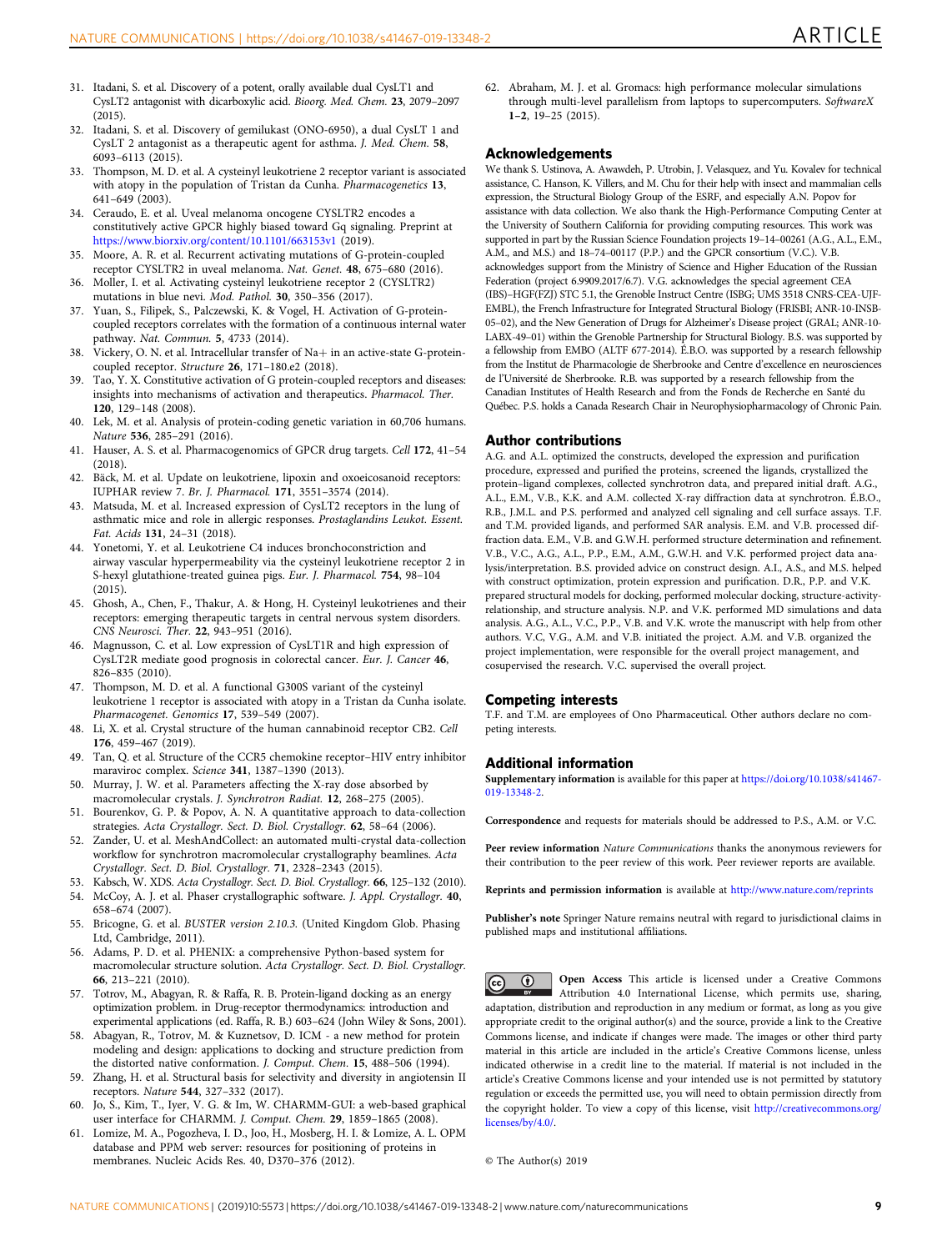31. Itadani, S. et al. Discovery of a potent, orally available dual CysLT1 and CysLT2 antagonist with dicarboxylic acid. *Bioorg. Med. Chem.* **23**, 2079–2097 (2015).
32. Itadani, S. et al. Discovery of gemilukast (ONO-6950), a dual CysLT 1 and CysLT 2 antagonist as a therapeutic agent for asthma. *J. Med. Chem.* **58**, 6093–6113 (2015).
33. Thompson, M. D. et al. A cysteinyl leukotriene 2 receptor variant is associated with atopy in the population of Tristan da Cunha. *Pharmacogenetics* **13**, 641–649 (2003).
34. Ceraudo, E. et al. Uveal melanoma oncogene CYSLTR2 encodes a constitutively active GPCR highly biased toward Gq signaling. Preprint at https://www.biorxiv.org/content/10.1101/663153v1 (2019).
35. Moore, A. R. et al. Recurrent activating mutations of G-protein-coupled receptor CYSLTR2 in uveal melanoma. *Nat. Genet.* **48**, 675–680 (2016).
36. Moller, I. et al. Activating cysteinyl leukotriene receptor 2 (CYSLTR2) mutations in blue nevi. *Mod. Pathol.* **30**, 350–356 (2017).
37. Yuan, S., Filipek, S., Palczewski, K. & Vogel, H. Activation of G-protein-coupled receptors correlates with the formation of a continuous internal water pathway. *Nat. Commun.* **5**, 4733 (2014).
38. Vickery, O. N. et al. Intracellular transfer of Na+ in an active-state G-protein-coupled receptor. *Structure* **26**, 171–180.e2 (2018).
39. Tao, Y. X. Constitutive activation of G protein-coupled receptors and diseases: insights into mechanisms of activation and therapeutics. *Pharmacol. Ther.* **120**, 129–148 (2008).
40. Lek, M. et al. Analysis of protein-coding genetic variation in 60,706 humans. *Nature* **536**, 285–291 (2016).
41. Hauser, A. S. et al. Pharmacogenomics of GPCR drug targets. *Cell* **172**, 41–54 (2018).
42. Bäck, M. et al. Update on leukotriene, lipoxin and oxoeicosanoid receptors: IUPHAR review 7. *Br. J. Pharmacol.* **171**, 3551–3574 (2014).
43. Matsuda, M. et al. Increased expression of CysLT2 receptors in the lung of asthmatic mice and role in allergic responses. *Prostaglandins Leukot. Essent. Fat. Acids* **131**, 24–31 (2018).
44. Yonetomi, Y. et al. Leukotriene C4 induces bronchoconstriction and airway vascular hyperpermeability via the cysteinyl leukotriene receptor 2 in S-hexyl glutathione-treated guinea pigs. *Eur. J. Pharmacol.* **754**, 98–104 (2015).
45. Ghosh, A., Chen, F., Thakur, A. & Hong, H. Cysteinyl leukotrienes and their receptors: emerging therapeutic targets in central nervous system disorders. *CNS Neurosci. Ther.* **22**, 943–951 (2016).
46. Magnusson, C. et al. Low expression of CysLT1R and high expression of CysLT2R mediate good prognosis in colorectal cancer. *Eur. J. Cancer* **46**, 826–835 (2010).
47. Thompson, M. D. et al. A functional G300S variant of the cysteinyl leukotriene 1 receptor is associated with atopy in a Tristan da Cunha isolate. *Pharmacogenet. Genomics* **17**, 539–549 (2007).
48. Li, X. et al. Crystal structure of the human cannabinoid receptor CB2. *Cell* **176**, 459–467 (2019).
49. Tan, Q. et al. Structure of the CCR5 chemokine receptor–HIV entry inhibitor maraviroc complex. *Science* **341**, 1387–1390 (2013).
50. Murray, J. W. et al. Parameters affecting the X-ray dose absorbed by macromolecular crystals. *J. Synchrotron Radiat.* **12**, 268–275 (2005).
51. Bourenkov, G. P. & Popov, A. N. A quantitative approach to data-collection strategies. *Acta Crystallogr. Sect. D. Biol. Crystallogr.* **62**, 58–64 (2006).
52. Zander, U. et al. MeshAndCollect: an automated multi-crystal data-collection workflow for synchrotron macromolecular crystallography beamlines. *Acta Crystallogr. Sect. D. Biol. Crystallogr.* **71**, 2328–2343 (2015).
53. Kabsch, W. XDS. *Acta Crystallogr. Sect. D. Biol. Crystallogr.* **66**, 125–132 (2010).
54. McCoy, A. J. et al. Phaser crystallographic software. *J. Appl. Crystallogr.* **40**, 658–674 (2007).
55. Bricogne, G. et al. *BUSTER version 2.10.3.* (United Kingdom Glob. Phasing Ltd, Cambridge, 2011).
56. Adams, P. D. et al. PHENIX: a comprehensive Python-based system for macromolecular structure solution. *Acta Crystallogr. Sect. D. Biol. Crystallogr.* **66**, 213–221 (2010).
57. Totrov, M., Abagyan, R. & Raffa, R. B. Protein-ligand docking as an energy optimization problem. in Drug-receptor thermodynamics: introduction and experimental applications (ed. Raffa, R. B.) 603–624 (John Wiley & Sons, 2001).
58. Abagyan, R., Totrov, M. & Kuznetsov, D. ICM - a new method for protein modeling and design: applications to docking and structure prediction from the distorted native conformation. *J. Comput. Chem.* **15**, 488–506 (1994).
59. Zhang, H. et al. Structural basis for selectivity and diversity in angiotensin II receptors. *Nature* **544**, 327–332 (2017).
60. Jo, S., Kim, T., Iyer, V. G. & Im, W. CHARMM-GUI: a web-based graphical user interface for CHARMM. *J. Comput. Chem.* **29**, 1859–1865 (2008).
61. Lomize, M. A., Pogozheva, I. D., Joo, H., Mosberg, H. I. & Lomize, A. L. OPM database and PPM web server: resources for positioning of proteins in membranes. Nucleic Acids Res. 40, D370–376 (2012).
62. Abraham, M. J. et al. Gromacs: high performance molecular simulations through multi-level parallelism from laptops to supercomputers. *SoftwareX* **1–2**, 19–25 (2015).

## Acknowledgements

We thank S. Ustinova, A. Awawdeh, P. Utrobin, J. Velasquez, and Yu. Kovalev for technical assistance, C. Hanson, K. Villers, and M. Chu for their help with insect and mammalian cells expression, the Structural Biology Group of the ESRF, and especially A.N. Popov for assistance with data collection. We also thank the High-Performance Computing Center at the University of Southern California for providing computing resources. This work was supported in part by the Russian Science Foundation projects 19–14–00261 (A.G., A.L., E.M., A.M., and M.S.) and 18–74–00117 (P.P.) and the GPCR consortium (V.C.). V.B. acknowledges support from the Ministry of Science and Higher Education of the Russian Federation (project 6.9909.2017/6.7). V.G. acknowledges the special agreement CEA (IBS)–HGF(FZJ) STC 5.1, the Grenoble Instruct Centre (ISBG; UMS 3518 CNRS-CEA-UJF-EMBL), the French Infrastructure for Integrated Structural Biology (FRISBI; ANR-10-INSB-05–02), and the New Generation of Drugs for Alzheimer's Disease project (GRAL; ANR-10-LABX-49–01) within the Grenoble Partnership for Structural Biology. B.S. was supported by a fellowship from EMBO (ALTF 677-2014). É.B.O. was supported by a research fellowship from the Institut de Pharmacologie de Sherbrooke and Centre d'excellence en neurosciences de l'Université de Sherbrooke. R.B. was supported by a research fellowship from the Canadian Institutes of Health Research and from the Fonds de Recherche en Santé du Québec. P.S. holds a Canada Research Chair in Neurophysiopharmacology of Chronic Pain.

## Author contributions

A.G. and A.L. optimized the constructs, developed the expression and purification procedure, expressed and purified the proteins, screened the ligands, crystallized the protein–ligand complexes, collected synchrotron data, and prepared initial draft. A.G., A.L., E.M., V.B., K.K. and A.M. collected X-ray diffraction data at synchrotron. É.B.O., R.B., J.M.L. and P.S. performed and analyzed cell signaling and cell surface assays. T.F. and T.M. provided ligands, and performed SAR analysis. E.M. and V.B. processed diffraction data. E.M., V.B. and G.W.H. performed structure determination and refinement. V.B., V.C., A.G., A.L., P.P., E.M., A.M., G.W.H. and V.K. performed project data analysis/interpretation. B.S. provided advice on construct design. A.I., A.S., and M.S. helped with construct optimization, protein expression and purification. D.R., P.P. and V.K. prepared structural models for docking, performed molecular docking, structure-activity-relationship, and structure analysis. N.P. and V.K. performed MD simulations and data analysis. A.G., A.L., V.C., P.P., V.B. and V.K. wrote the manuscript with help from other authors. V.C, V.G., A.M. and V.B. initiated the project. A.M. and V.B. organized the project implementation, were responsible for the overall project management, and cosupervised the research. V.C. supervised the overall project.

## Competing interests

T.F. and T.M. are employees of Ono Pharmaceutical. Other authors declare no competing interests.

## Additional information

**Supplementary information** is available for this paper at https://doi.org/10.1038/s41467-019-13348-2.

**Correspondence** and requests for materials should be addressed to P.S., A.M. or V.C.

**Peer review information** *Nature Communications* thanks the anonymous reviewers for their contribution to the peer review of this work. Peer reviewer reports are available.

**Reprints and permission information** is available at http://www.nature.com/reprints

**Publisher's note** Springer Nature remains neutral with regard to jurisdictional claims in published maps and institutional affiliations.

**Open Access** This article is licensed under a Creative Commons Attribution 4.0 International License, which permits use, sharing, adaptation, distribution and reproduction in any medium or format, as long as you give appropriate credit to the original author(s) and the source, provide a link to the Creative Commons license, and indicate if changes were made. The images or other third party material in this article are included in the article's Creative Commons license, unless indicated otherwise in a credit line to the material. If material is not included in the article's Creative Commons license and your intended use is not permitted by statutory regulation or exceeds the permitted use, you will need to obtain permission directly from the copyright holder. To view a copy of this license, visit http://creativecommons.org/licenses/by/4.0/.

© The Author(s) 2019